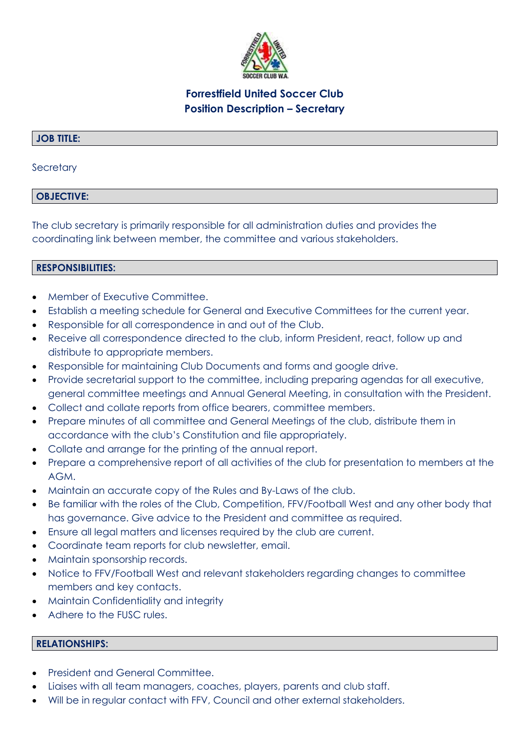# Forrestfield United Soccer Club
## Position Description – Secretary

### JOB TITLE:

Secretary

### OBJECTIVE:

The club secretary is primarily responsible for all administration duties and provides the coordinating link between member, the committee and various stakeholders.

### RESPONSIBILITIES:

- Member of Executive Committee.
- Establish a meeting schedule for General and Executive Committees for the current year.
- Responsible for all correspondence in and out of the Club.
- Receive all correspondence directed to the club, inform President, react, follow up and distribute to appropriate members.
- Responsible for maintaining Club Documents and forms and google drive.
- Provide secretarial support to the committee, including preparing agendas for all executive, general committee meetings and Annual General Meeting, in consultation with the President.
- Collect and collate reports from office bearers, committee members.
- Prepare minutes of all committee and General Meetings of the club, distribute them in accordance with the club's Constitution and file appropriately.
- Collate and arrange for the printing of the annual report.
- Prepare a comprehensive report of all activities of the club for presentation to members at the AGM.
- Maintain an accurate copy of the Rules and By-Laws of the club.
- Be familiar with the roles of the Club, Competition, FFV/Football West and any other body that has governance. Give advice to the President and committee as required.
- Ensure all legal matters and licenses required by the club are current.
- Coordinate team reports for club newsletter, email.
- Maintain sponsorship records.
- Notice to FFV/Football West and relevant stakeholders regarding changes to committee members and key contacts.
- Maintain Confidentiality and integrity
- Adhere to the FUSC rules.

### RELATIONSHIPS:

- President and General Committee.
- Liaises with all team managers, coaches, players, parents and club staff.
- Will be in regular contact with FFV, Council and other external stakeholders.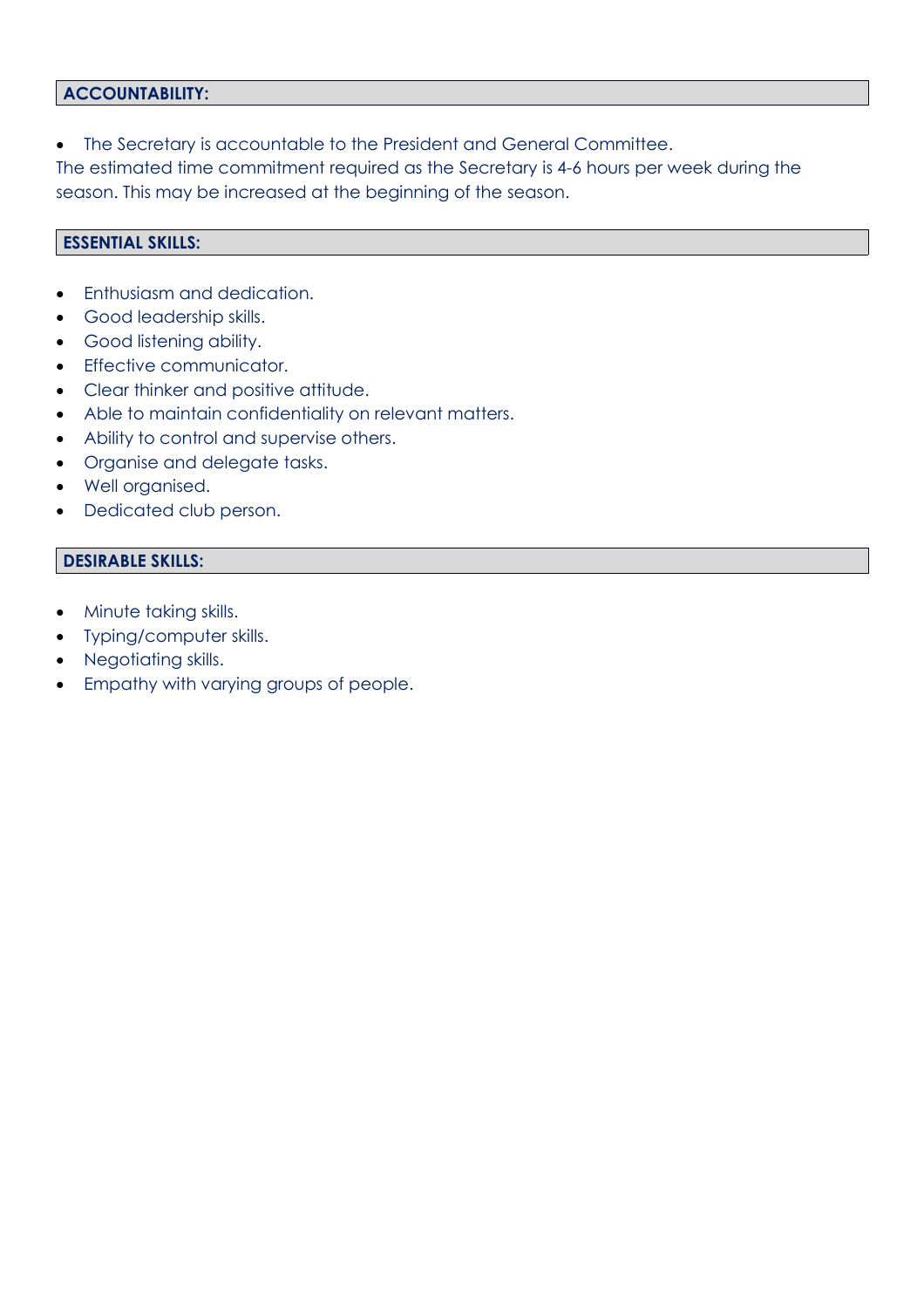## ACCOUNTABILITY:

- The Secretary is accountable to the President and General Committee.

The estimated time commitment required as the Secretary is 4-6 hours per week during the season. This may be increased at the beginning of the season.

## ESSENTIAL SKILLS:

- Enthusiasm and dedication.
- Good leadership skills.
- Good listening ability.
- Effective communicator.
- Clear thinker and positive attitude.
- Able to maintain confidentiality on relevant matters.
- Ability to control and supervise others.
- Organise and delegate tasks.
- Well organised.
- Dedicated club person.

## DESIRABLE SKILLS:

- Minute taking skills.
- Typing/computer skills.
- Negotiating skills.
- Empathy with varying groups of people.